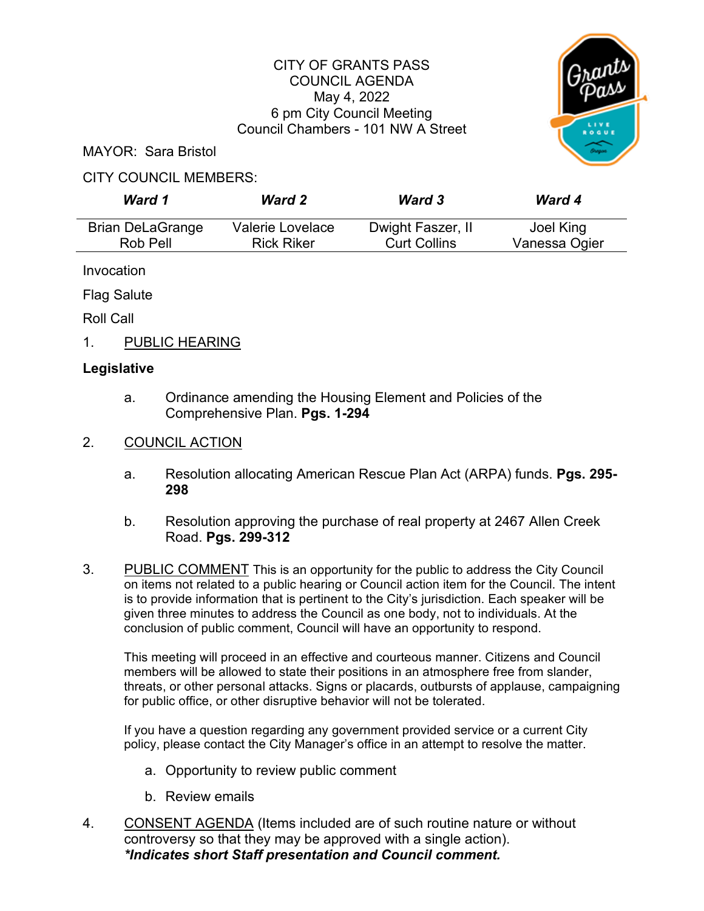# CITY OF GRANTS PASS
## COUNCIL AGENDA
May 4, 2022
6 pm City Council Meeting
Council Chambers - 101 NW A Street

MAYOR: Sara Bristol

CITY COUNCIL MEMBERS:

| ***Ward 1*** | ***Ward 2*** | ***Ward 3*** | ***Ward 4*** |
|---|---|---|---|
| Brian DeLaGrange<br>Rob Pell | Valerie Lovelace<br>Rick Riker | Dwight Faszer, II<br>Curt Collins | Joel King<br>Vanessa Ogier |

Invocation

Flag Salute

Roll Call

1. PUBLIC HEARING

**Legislative**

   a. Ordinance amending the Housing Element and Policies of the Comprehensive Plan. **Pgs. 1-294**

2. COUNCIL ACTION

   a. Resolution allocating American Rescue Plan Act (ARPA) funds. **Pgs. 295-298**

   b. Resolution approving the purchase of real property at 2467 Allen Creek Road. **Pgs. 299-312**

3. PUBLIC COMMENT This is an opportunity for the public to address the City Council on items not related to a public hearing or Council action item for the Council. The intent is to provide information that is pertinent to the City's jurisdiction. Each speaker will be given three minutes to address the Council as one body, not to individuals. At the conclusion of public comment, Council will have an opportunity to respond.

   This meeting will proceed in an effective and courteous manner. Citizens and Council members will be allowed to state their positions in an atmosphere free from slander, threats, or other personal attacks. Signs or placards, outbursts of applause, campaigning for public office, or other disruptive behavior will not be tolerated.

   If you have a question regarding any government provided service or a current City policy, please contact the City Manager's office in an attempt to resolve the matter.

   a. Opportunity to review public comment

   b. Review emails

4. CONSENT AGENDA (Items included are of such routine nature or without controversy so that they may be approved with a single action).
   ***Indicates short Staff presentation and Council comment.**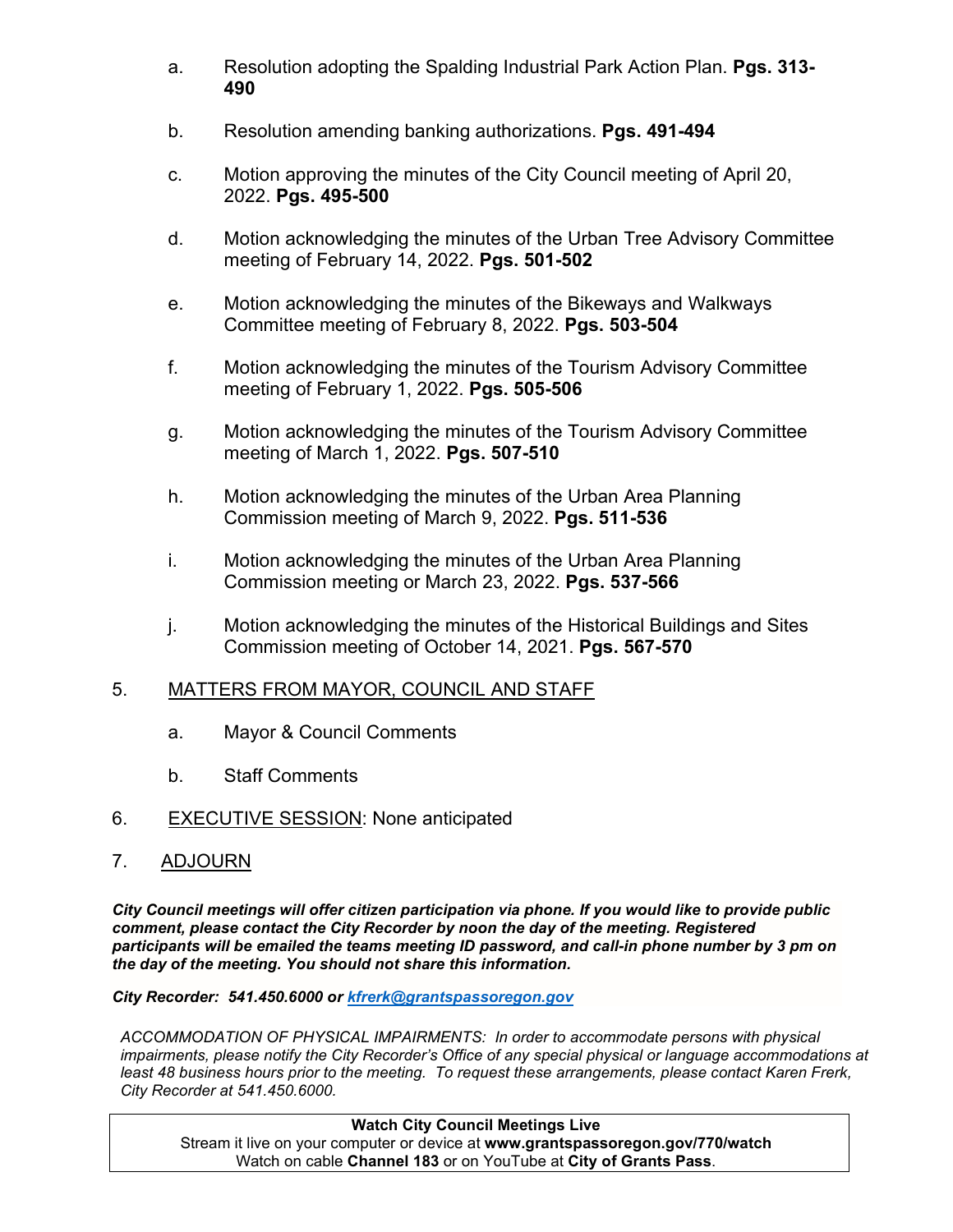a. Resolution adopting the Spalding Industrial Park Action Plan. **Pgs. 313-490**

b. Resolution amending banking authorizations. **Pgs. 491-494**

c. Motion approving the minutes of the City Council meeting of April 20, 2022. **Pgs. 495-500**

d. Motion acknowledging the minutes of the Urban Tree Advisory Committee meeting of February 14, 2022. **Pgs. 501-502**

e. Motion acknowledging the minutes of the Bikeways and Walkways Committee meeting of February 8, 2022. **Pgs. 503-504**

f. Motion acknowledging the minutes of the Tourism Advisory Committee meeting of February 1, 2022. **Pgs. 505-506**

g. Motion acknowledging the minutes of the Tourism Advisory Committee meeting of March 1, 2022. **Pgs. 507-510**

h. Motion acknowledging the minutes of the Urban Area Planning Commission meeting of March 9, 2022. **Pgs. 511-536**

i. Motion acknowledging the minutes of the Urban Area Planning Commission meeting or March 23, 2022. **Pgs. 537-566**

j. Motion acknowledging the minutes of the Historical Buildings and Sites Commission meeting of October 14, 2021. **Pgs. 567-570**

5. MATTERS FROM MAYOR, COUNCIL AND STAFF

a. Mayor & Council Comments

b. Staff Comments

6. EXECUTIVE SESSION: None anticipated

7. ADJOURN

***City Council meetings will offer citizen participation via phone. If you would like to provide public comment, please contact the City Recorder by noon the day of the meeting. Registered participants will be emailed the teams meeting ID password, and call-in phone number by 3 pm on the day of the meeting. You should not share this information.***

***City Recorder: 541.450.6000 or kfrerk@grantspassoregon.gov***

*ACCOMMODATION OF PHYSICAL IMPAIRMENTS: In order to accommodate persons with physical impairments, please notify the City Recorder's Office of any special physical or language accommodations at least 48 business hours prior to the meeting. To request these arrangements, please contact Karen Frerk, City Recorder at 541.450.6000.*

**Watch City Council Meetings Live**
Stream it live on your computer or device at **www.grantspassoregon.gov/770/watch**
Watch on cable **Channel 183** or on YouTube at **City of Grants Pass**.